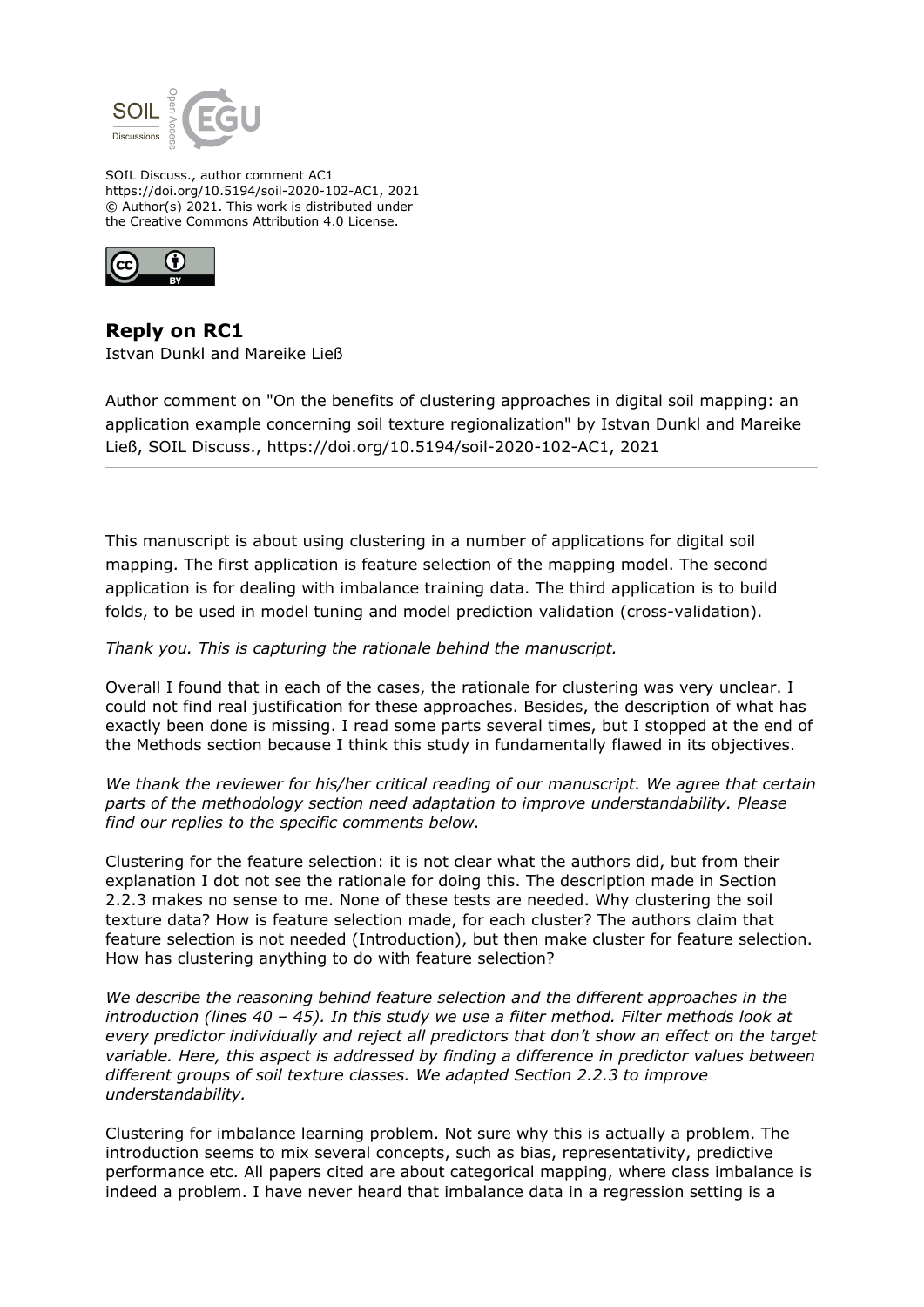SOIL Discuss., author comment AC1
https://doi.org/10.5194/soil-2020-102-AC1, 2021
© Author(s) 2021. This work is distributed under
the Creative Commons Attribution 4.0 License.

## Reply on RC1

Istvan Dunkl and Mareike Ließ

Author comment on "On the benefits of clustering approaches in digital soil mapping: an application example concerning soil texture regionalization" by Istvan Dunkl and Mareike Ließ, SOIL Discuss., https://doi.org/10.5194/soil-2020-102-AC1, 2021

---

This manuscript is about using clustering in a number of applications for digital soil mapping. The first application is feature selection of the mapping model. The second application is for dealing with imbalance training data. The third application is to build folds, to be used in model tuning and model prediction validation (cross-validation).

*Thank you. This is capturing the rationale behind the manuscript.*

Overall I found that in each of the cases, the rationale for clustering was very unclear. I could not find real justification for these approaches. Besides, the description of what has exactly been done is missing. I read some parts several times, but I stopped at the end of the Methods section because I think this study in fundamentally flawed in its objectives.

*We thank the reviewer for his/her critical reading of our manuscript. We agree that certain parts of the methodology section need adaptation to improve understandability. Please find our replies to the specific comments below.*

Clustering for the feature selection: it is not clear what the authors did, but from their explanation I dot not see the rationale for doing this. The description made in Section 2.2.3 makes no sense to me. None of these tests are needed. Why clustering the soil texture data? How is feature selection made, for each cluster? The authors claim that feature selection is not needed (Introduction), but then make cluster for feature selection. How has clustering anything to do with feature selection?

*We describe the reasoning behind feature selection and the different approaches in the introduction (lines 40 – 45). In this study we use a filter method. Filter methods look at every predictor individually and reject all predictors that don't show an effect on the target variable. Here, this aspect is addressed by finding a difference in predictor values between different groups of soil texture classes. We adapted Section 2.2.3 to improve understandability.*

Clustering for imbalance learning problem. Not sure why this is actually a problem. The introduction seems to mix several concepts, such as bias, representativity, predictive performance etc. All papers cited are about categorical mapping, where class imbalance is indeed a problem. I have never heard that imbalance data in a regression setting is a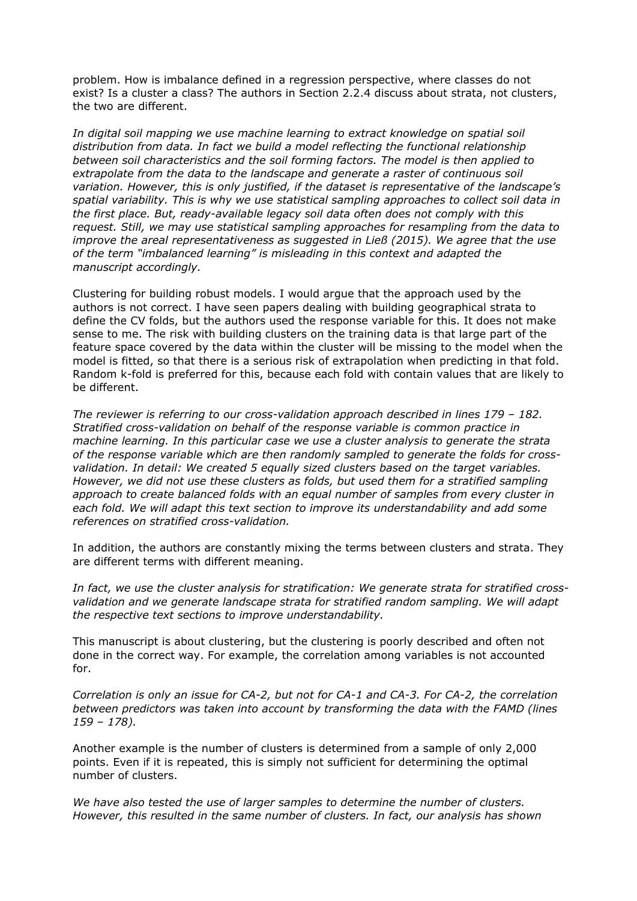problem. How is imbalance defined in a regression perspective, where classes do not exist? Is a cluster a class? The authors in Section 2.2.4 discuss about strata, not clusters, the two are different.

*In digital soil mapping we use machine learning to extract knowledge on spatial soil distribution from data. In fact we build a model reflecting the functional relationship between soil characteristics and the soil forming factors. The model is then applied to extrapolate from the data to the landscape and generate a raster of continuous soil variation. However, this is only justified, if the dataset is representative of the landscape's spatial variability. This is why we use statistical sampling approaches to collect soil data in the first place. But, ready-available legacy soil data often does not comply with this request. Still, we may use statistical sampling approaches for resampling from the data to improve the areal representativeness as suggested in Ließ (2015). We agree that the use of the term "imbalanced learning" is misleading in this context and adapted the manuscript accordingly.*

Clustering for building robust models. I would argue that the approach used by the authors is not correct. I have seen papers dealing with building geographical strata to define the CV folds, but the authors used the response variable for this. It does not make sense to me. The risk with building clusters on the training data is that large part of the feature space covered by the data within the cluster will be missing to the model when the model is fitted, so that there is a serious risk of extrapolation when predicting in that fold. Random k-fold is preferred for this, because each fold with contain values that are likely to be different.

*The reviewer is referring to our cross-validation approach described in lines 179 – 182. Stratified cross-validation on behalf of the response variable is common practice in machine learning. In this particular case we use a cluster analysis to generate the strata of the response variable which are then randomly sampled to generate the folds for cross-validation. In detail: We created 5 equally sized clusters based on the target variables. However, we did not use these clusters as folds, but used them for a stratified sampling approach to create balanced folds with an equal number of samples from every cluster in each fold. We will adapt this text section to improve its understandability and add some references on stratified cross-validation.*

In addition, the authors are constantly mixing the terms between clusters and strata. They are different terms with different meaning.

*In fact, we use the cluster analysis for stratification: We generate strata for stratified cross-validation and we generate landscape strata for stratified random sampling. We will adapt the respective text sections to improve understandability.*

This manuscript is about clustering, but the clustering is poorly described and often not done in the correct way. For example, the correlation among variables is not accounted for.

*Correlation is only an issue for CA-2, but not for CA-1 and CA-3. For CA-2, the correlation between predictors was taken into account by transforming the data with the FAMD (lines 159 – 178).*

Another example is the number of clusters is determined from a sample of only 2,000 points. Even if it is repeated, this is simply not sufficient for determining the optimal number of clusters.

*We have also tested the use of larger samples to determine the number of clusters. However, this resulted in the same number of clusters. In fact, our analysis has shown*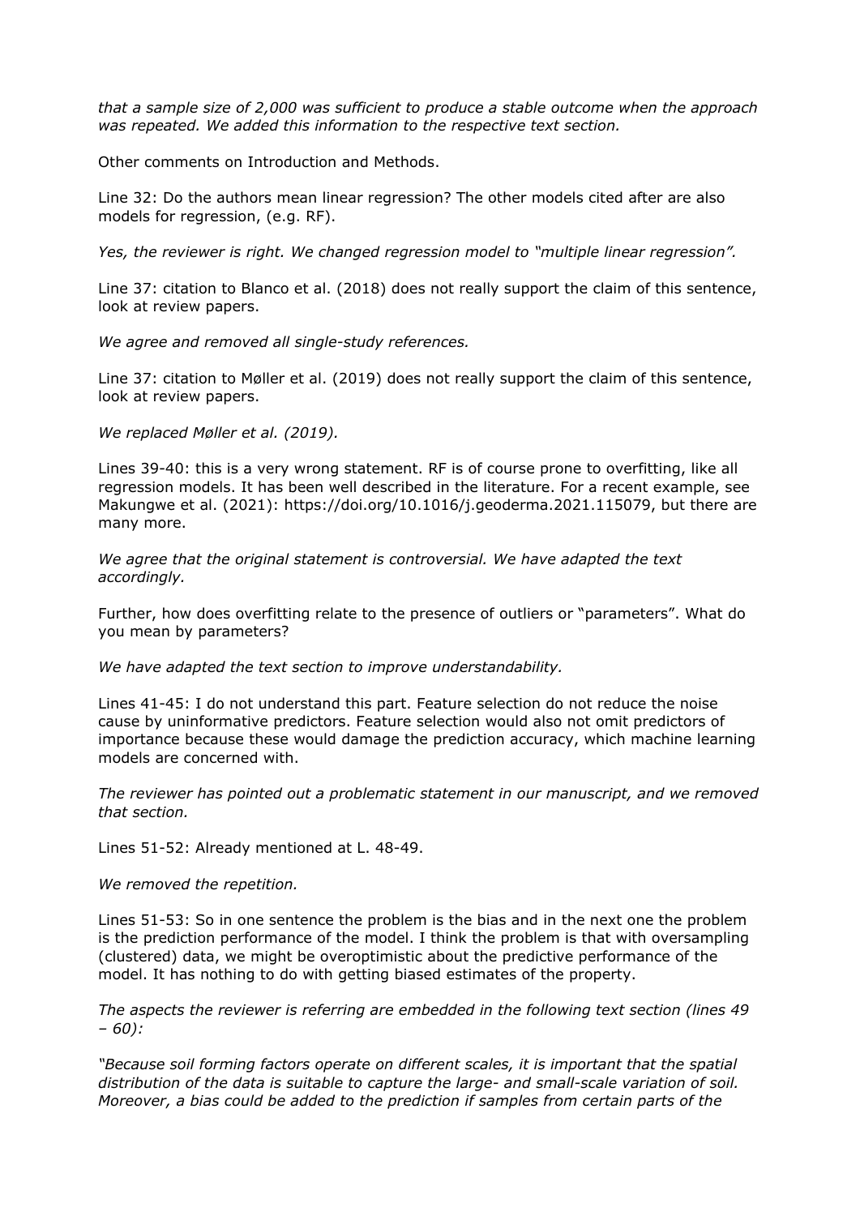*that a sample size of 2,000 was sufficient to produce a stable outcome when the approach was repeated. We added this information to the respective text section.*

Other comments on Introduction and Methods.

Line 32: Do the authors mean linear regression? The other models cited after are also models for regression, (e.g. RF).

*Yes, the reviewer is right. We changed regression model to "multiple linear regression".*

Line 37: citation to Blanco et al. (2018) does not really support the claim of this sentence, look at review papers.

*We agree and removed all single-study references.*

Line 37: citation to Møller et al. (2019) does not really support the claim of this sentence, look at review papers.

*We replaced Møller et al. (2019).*

Lines 39-40: this is a very wrong statement. RF is of course prone to overfitting, like all regression models. It has been well described in the literature. For a recent example, see Makungwe et al. (2021): https://doi.org/10.1016/j.geoderma.2021.115079, but there are many more.

*We agree that the original statement is controversial. We have adapted the text accordingly.*

Further, how does overfitting relate to the presence of outliers or "parameters". What do you mean by parameters?

*We have adapted the text section to improve understandability.*

Lines 41-45: I do not understand this part. Feature selection do not reduce the noise cause by uninformative predictors. Feature selection would also not omit predictors of importance because these would damage the prediction accuracy, which machine learning models are concerned with.

*The reviewer has pointed out a problematic statement in our manuscript, and we removed that section.*

Lines 51-52: Already mentioned at L. 48-49.

*We removed the repetition.*

Lines 51-53: So in one sentence the problem is the bias and in the next one the problem is the prediction performance of the model. I think the problem is that with oversampling (clustered) data, we might be overoptimistic about the predictive performance of the model. It has nothing to do with getting biased estimates of the property.

*The aspects the reviewer is referring are embedded in the following text section (lines 49 – 60):*

*"Because soil forming factors operate on different scales, it is important that the spatial distribution of the data is suitable to capture the large- and small-scale variation of soil. Moreover, a bias could be added to the prediction if samples from certain parts of the*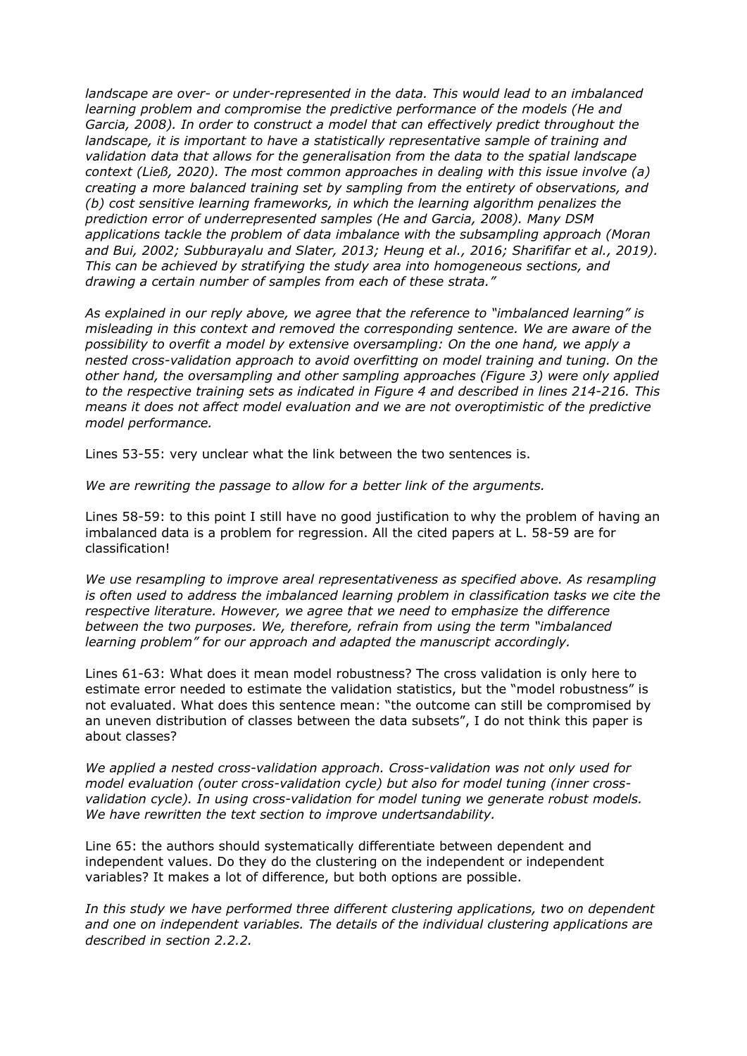*landscape are over- or under-represented in the data. This would lead to an imbalanced learning problem and compromise the predictive performance of the models (He and Garcia, 2008). In order to construct a model that can effectively predict throughout the landscape, it is important to have a statistically representative sample of training and validation data that allows for the generalisation from the data to the spatial landscape context (Ließ, 2020). The most common approaches in dealing with this issue involve (a) creating a more balanced training set by sampling from the entirety of observations, and (b) cost sensitive learning frameworks, in which the learning algorithm penalizes the prediction error of underrepresented samples (He and Garcia, 2008). Many DSM applications tackle the problem of data imbalance with the subsampling approach (Moran and Bui, 2002; Subburayalu and Slater, 2013; Heung et al., 2016; Sharififar et al., 2019). This can be achieved by stratifying the study area into homogeneous sections, and drawing a certain number of samples from each of these strata."*

*As explained in our reply above, we agree that the reference to "imbalanced learning" is misleading in this context and removed the corresponding sentence. We are aware of the possibility to overfit a model by extensive oversampling: On the one hand, we apply a nested cross-validation approach to avoid overfitting on model training and tuning. On the other hand, the oversampling and other sampling approaches (Figure 3) were only applied to the respective training sets as indicated in Figure 4 and described in lines 214-216. This means it does not affect model evaluation and we are not overoptimistic of the predictive model performance.*

Lines 53-55: very unclear what the link between the two sentences is.

*We are rewriting the passage to allow for a better link of the arguments.*

Lines 58-59: to this point I still have no good justification to why the problem of having an imbalanced data is a problem for regression. All the cited papers at L. 58-59 are for classification!

*We use resampling to improve areal representativeness as specified above. As resampling is often used to address the imbalanced learning problem in classification tasks we cite the respective literature. However, we agree that we need to emphasize the difference between the two purposes. We, therefore, refrain from using the term "imbalanced learning problem" for our approach and adapted the manuscript accordingly.*

Lines 61-63: What does it mean model robustness? The cross validation is only here to estimate error needed to estimate the validation statistics, but the "model robustness" is not evaluated. What does this sentence mean: "the outcome can still be compromised by an uneven distribution of classes between the data subsets", I do not think this paper is about classes?

*We applied a nested cross-validation approach. Cross-validation was not only used for model evaluation (outer cross-validation cycle) but also for model tuning (inner cross-validation cycle). In using cross-validation for model tuning we generate robust models. We have rewritten the text section to improve undertsandability.*

Line 65: the authors should systematically differentiate between dependent and independent values. Do they do the clustering on the independent or independent variables? It makes a lot of difference, but both options are possible.

*In this study we have performed three different clustering applications, two on dependent and one on independent variables. The details of the individual clustering applications are described in section 2.2.2.*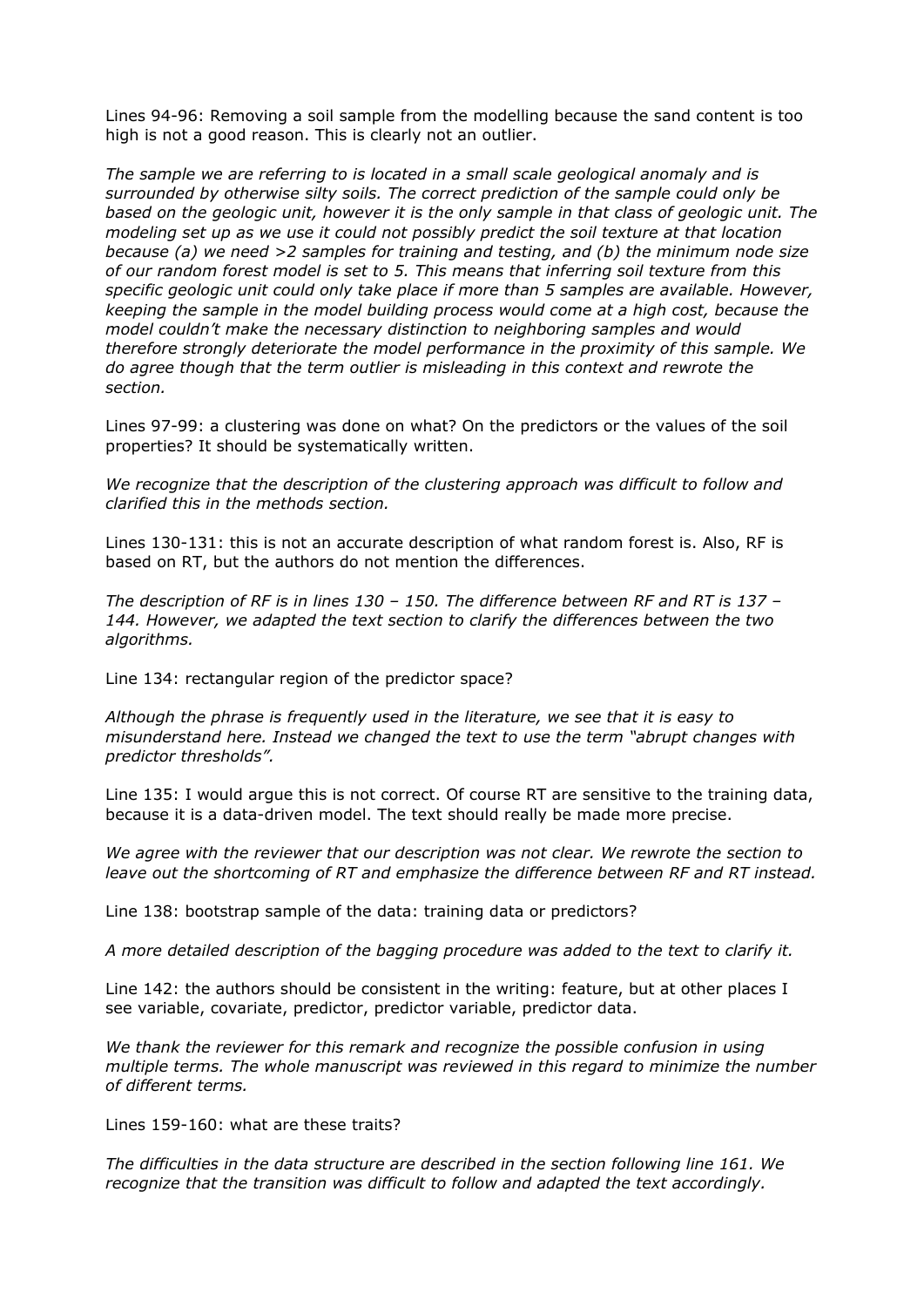Lines 94-96: Removing a soil sample from the modelling because the sand content is too high is not a good reason. This is clearly not an outlier.

*The sample we are referring to is located in a small scale geological anomaly and is surrounded by otherwise silty soils. The correct prediction of the sample could only be based on the geologic unit, however it is the only sample in that class of geologic unit. The modeling set up as we use it could not possibly predict the soil texture at that location because (a) we need >2 samples for training and testing, and (b) the minimum node size of our random forest model is set to 5. This means that inferring soil texture from this specific geologic unit could only take place if more than 5 samples are available. However, keeping the sample in the model building process would come at a high cost, because the model couldn't make the necessary distinction to neighboring samples and would therefore strongly deteriorate the model performance in the proximity of this sample. We do agree though that the term outlier is misleading in this context and rewrote the section.*

Lines 97-99: a clustering was done on what? On the predictors or the values of the soil properties? It should be systematically written.

*We recognize that the description of the clustering approach was difficult to follow and clarified this in the methods section.*

Lines 130-131: this is not an accurate description of what random forest is. Also, RF is based on RT, but the authors do not mention the differences.

*The description of RF is in lines 130 – 150. The difference between RF and RT is 137 – 144. However, we adapted the text section to clarify the differences between the two algorithms.*

Line 134: rectangular region of the predictor space?

*Although the phrase is frequently used in the literature, we see that it is easy to misunderstand here. Instead we changed the text to use the term "abrupt changes with predictor thresholds".*

Line 135: I would argue this is not correct. Of course RT are sensitive to the training data, because it is a data-driven model. The text should really be made more precise.

*We agree with the reviewer that our description was not clear. We rewrote the section to leave out the shortcoming of RT and emphasize the difference between RF and RT instead.*

Line 138: bootstrap sample of the data: training data or predictors?

*A more detailed description of the bagging procedure was added to the text to clarify it.*

Line 142: the authors should be consistent in the writing: feature, but at other places I see variable, covariate, predictor, predictor variable, predictor data.

*We thank the reviewer for this remark and recognize the possible confusion in using multiple terms. The whole manuscript was reviewed in this regard to minimize the number of different terms.*

Lines 159-160: what are these traits?

*The difficulties in the data structure are described in the section following line 161. We recognize that the transition was difficult to follow and adapted the text accordingly.*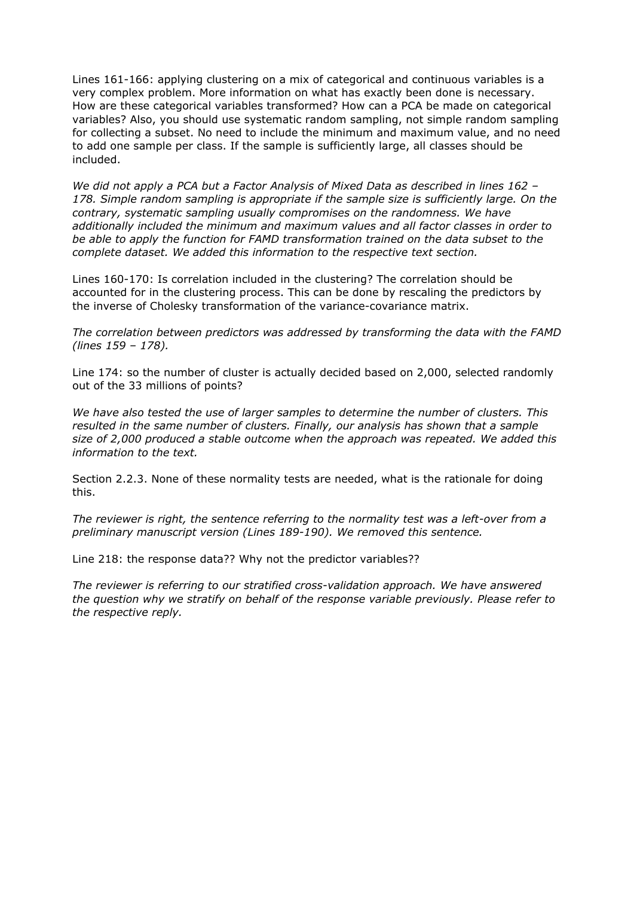Lines 161-166: applying clustering on a mix of categorical and continuous variables is a very complex problem. More information on what has exactly been done is necessary. How are these categorical variables transformed? How can a PCA be made on categorical variables? Also, you should use systematic random sampling, not simple random sampling for collecting a subset. No need to include the minimum and maximum value, and no need to add one sample per class. If the sample is sufficiently large, all classes should be included.

*We did not apply a PCA but a Factor Analysis of Mixed Data as described in lines 162 – 178. Simple random sampling is appropriate if the sample size is sufficiently large. On the contrary, systematic sampling usually compromises on the randomness. We have additionally included the minimum and maximum values and all factor classes in order to be able to apply the function for FAMD transformation trained on the data subset to the complete dataset. We added this information to the respective text section.*

Lines 160-170: Is correlation included in the clustering? The correlation should be accounted for in the clustering process. This can be done by rescaling the predictors by the inverse of Cholesky transformation of the variance-covariance matrix.

*The correlation between predictors was addressed by transforming the data with the FAMD (lines 159 – 178).*

Line 174: so the number of cluster is actually decided based on 2,000, selected randomly out of the 33 millions of points?

*We have also tested the use of larger samples to determine the number of clusters. This resulted in the same number of clusters. Finally, our analysis has shown that a sample size of 2,000 produced a stable outcome when the approach was repeated. We added this information to the text.*

Section 2.2.3. None of these normality tests are needed, what is the rationale for doing this.

*The reviewer is right, the sentence referring to the normality test was a left-over from a preliminary manuscript version (Lines 189-190). We removed this sentence.*

Line 218: the response data?? Why not the predictor variables??

*The reviewer is referring to our stratified cross-validation approach. We have answered the question why we stratify on behalf of the response variable previously. Please refer to the respective reply.*